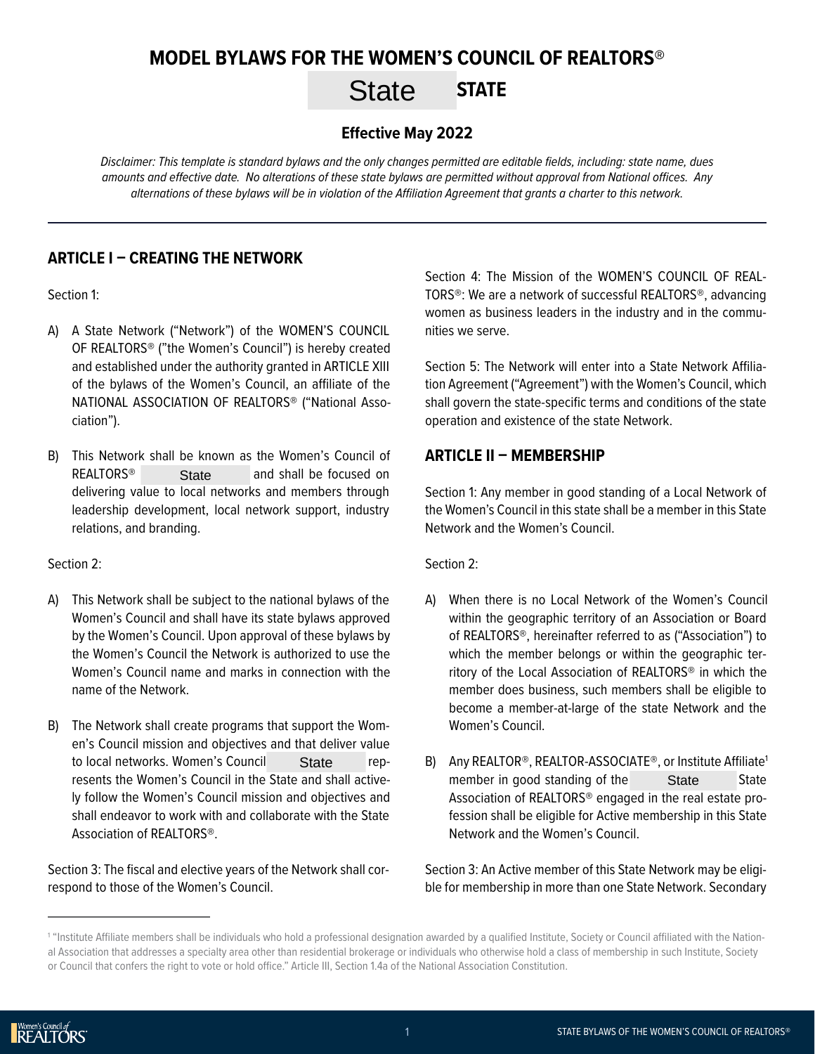# MODEL BYLAWS FOR THE WOMEN'S COUNCIL OF REALTORS®

## State STATE

### Effective May 2022

*Disclaimer: This template is standard bylaws and the only changes permitted are editable fields, including: state name, dues amounts and effective date. No alterations of these state bylaws are permitted without approval from National offices. Any alternations of these bylaws will be in violation of the Affiliation Agreement that grants a charter to this network.*

---

## ARTICLE I – CREATING THE NETWORK

Section 1:

A) A State Network ("Network") of the WOMEN'S COUNCIL OF REALTORS® ("the Women's Council") is hereby created and established under the authority granted in ARTICLE XIII of the bylaws of the Women's Council, an affiliate of the NATIONAL ASSOCIATION OF REALTORS® ("National Association").

B) This Network shall be known as the Women's Council of REALTORS® State and shall be focused on delivering value to local networks and members through leadership development, local network support, industry relations, and branding.

Section 2:

A) This Network shall be subject to the national bylaws of the Women's Council and shall have its state bylaws approved by the Women's Council. Upon approval of these bylaws by the Women's Council the Network is authorized to use the Women's Council name and marks in connection with the name of the Network.

B) The Network shall create programs that support the Women's Council mission and objectives and that deliver value to local networks. Women's Council State represents the Women's Council in the State and shall actively follow the Women's Council mission and objectives and shall endeavor to work with and collaborate with the State Association of REALTORS®.

Section 3: The fiscal and elective years of the Network shall correspond to those of the Women's Council.

Section 4: The Mission of the WOMEN'S COUNCIL OF REALTORS®: We are a network of successful REALTORS®, advancing women as business leaders in the industry and in the communities we serve.

Section 5: The Network will enter into a State Network Affiliation Agreement ("Agreement") with the Women's Council, which shall govern the state-specific terms and conditions of the state operation and existence of the state Network.

## ARTICLE II – MEMBERSHIP

Section 1: Any member in good standing of a Local Network of the Women's Council in this state shall be a member in this State Network and the Women's Council.

Section 2:

A) When there is no Local Network of the Women's Council within the geographic territory of an Association or Board of REALTORS®, hereinafter referred to as ("Association") to which the member belongs or within the geographic territory of the Local Association of REALTORS® in which the member does business, such members shall be eligible to become a member-at-large of the state Network and the Women's Council.

B) Any REALTOR®, REALTOR-ASSOCIATE®, or Institute Affiliate[1] member in good standing of the State State Association of REALTORS® engaged in the real estate profession shall be eligible for Active membership in this State Network and the Women's Council.

Section 3: An Active member of this State Network may be eligible for membership in more than one State Network. Secondary

---

[1] "Institute Affiliate members shall be individuals who hold a professional designation awarded by a qualified Institute, Society or Council affiliated with the National Association that addresses a specialty area other than residential brokerage or individuals who otherwise hold a class of membership in such Institute, Society or Council that confers the right to vote or hold office." Article III, Section 1.4a of the National Association Constitution.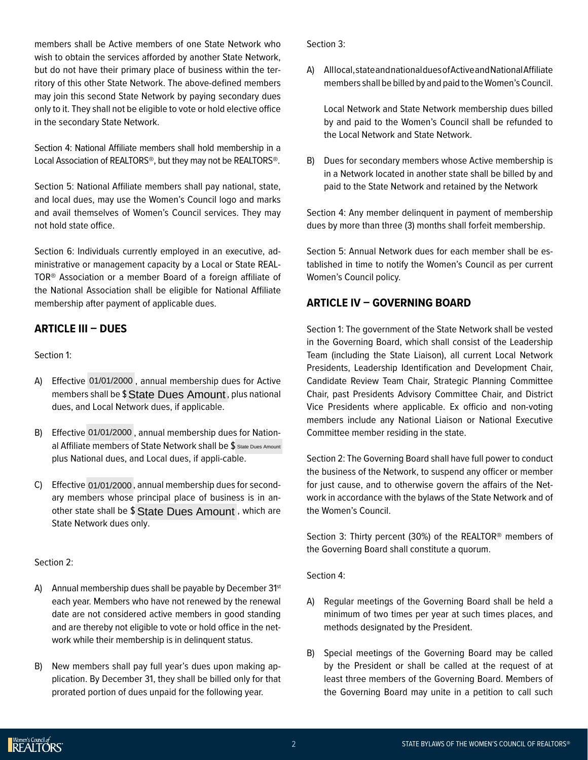members shall be Active members of one State Network who wish to obtain the services afforded by another State Network, but do not have their primary place of business within the territory of this other State Network. The above-defined members may join this second State Network by paying secondary dues only to it. They shall not be eligible to vote or hold elective office in the secondary State Network.

Section 4: National Affiliate members shall hold membership in a Local Association of REALTORS®, but they may not be REALTORS®.

Section 5: National Affiliate members shall pay national, state, and local dues, may use the Women's Council logo and marks and avail themselves of Women's Council services. They may not hold state office.

Section 6: Individuals currently employed in an executive, administrative or management capacity by a Local or State REALTOR® Association or a member Board of a foreign affiliate of the National Association shall be eligible for National Affiliate membership after payment of applicable dues.

## ARTICLE III – DUES

Section 1:

A) Effective 01/01/2000 , annual membership dues for Active members shall be $ State Dues Amount , plus national dues, and Local Network dues, if applicable.

B) Effective 01/01/2000 , annual membership dues for National Affiliate members of State Network shall be $ State Dues Amount plus National dues, and Local dues, if appli-cable.

C) Effective 01/01/2000 , annual membership dues for secondary members whose principal place of business is in another state shall be $ State Dues Amount , which are State Network dues only.

Section 2:

A) Annual membership dues shall be payable by December 31st each year. Members who have not renewed by the renewal date are not considered active members in good standing and are thereby not eligible to vote or hold office in the network while their membership is in delinquent status.

B) New members shall pay full year's dues upon making application. By December 31, they shall be billed only for that prorated portion of dues unpaid for the following year.

Section 3:

A) All local, state and national dues of Active and National Affiliate members shall be billed by and paid to the Women's Council.

   Local Network and State Network membership dues billed by and paid to the Women's Council shall be refunded to the Local Network and State Network.

B) Dues for secondary members whose Active membership is in a Network located in another state shall be billed by and paid to the State Network and retained by the Network

Section 4: Any member delinquent in payment of membership dues by more than three (3) months shall forfeit membership.

Section 5: Annual Network dues for each member shall be established in time to notify the Women's Council as per current Women's Council policy.

## ARTICLE IV – GOVERNING BOARD

Section 1: The government of the State Network shall be vested in the Governing Board, which shall consist of the Leadership Team (including the State Liaison), all current Local Network Presidents, Leadership Identification and Development Chair, Candidate Review Team Chair, Strategic Planning Committee Chair, past Presidents Advisory Committee Chair, and District Vice Presidents where applicable. Ex officio and non-voting members include any National Liaison or National Executive Committee member residing in the state.

Section 2: The Governing Board shall have full power to conduct the business of the Network, to suspend any officer or member for just cause, and to otherwise govern the affairs of the Network in accordance with the bylaws of the State Network and of the Women's Council.

Section 3: Thirty percent (30%) of the REALTOR® members of the Governing Board shall constitute a quorum.

Section 4:

A) Regular meetings of the Governing Board shall be held a minimum of two times per year at such times places, and methods designated by the President.

B) Special meetings of the Governing Board may be called by the President or shall be called at the request of at least three members of the Governing Board. Members of the Governing Board may unite in a petition to call such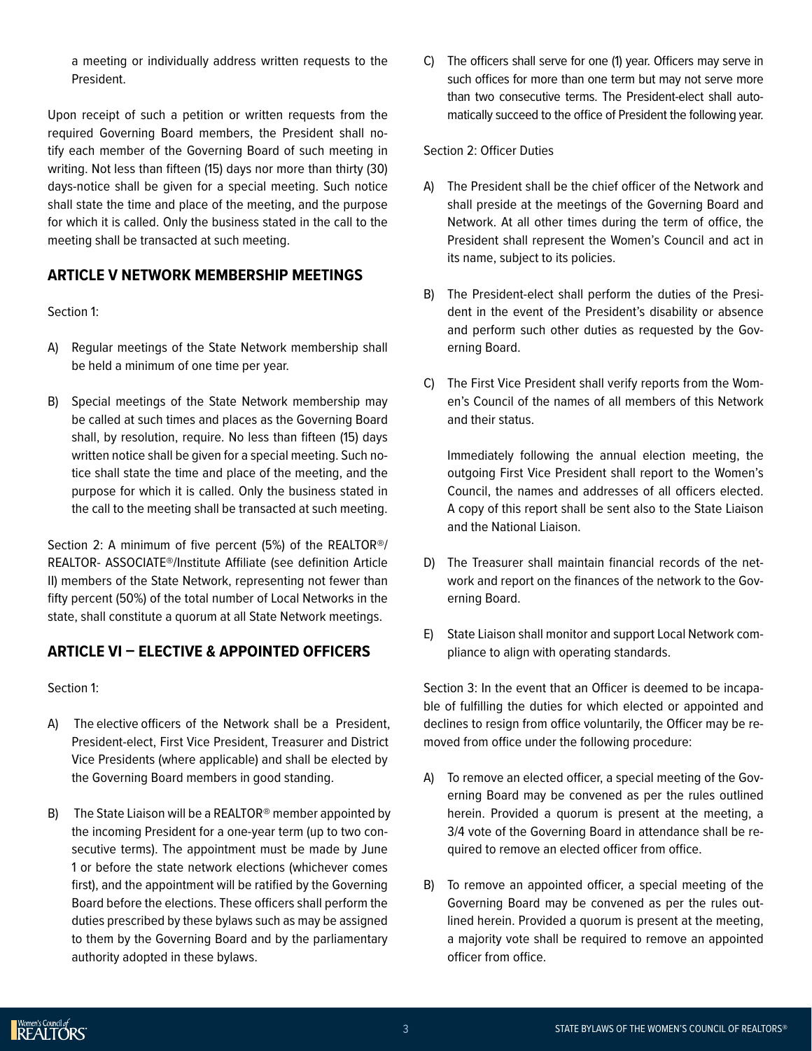a meeting or individually address written requests to the President.

Upon receipt of such a petition or written requests from the required Governing Board members, the President shall notify each member of the Governing Board of such meeting in writing. Not less than fifteen (15) days nor more than thirty (30) days-notice shall be given for a special meeting. Such notice shall state the time and place of the meeting, and the purpose for which it is called. Only the business stated in the call to the meeting shall be transacted at such meeting.

## ARTICLE V NETWORK MEMBERSHIP MEETINGS

Section 1:

A) Regular meetings of the State Network membership shall be held a minimum of one time per year.

B) Special meetings of the State Network membership may be called at such times and places as the Governing Board shall, by resolution, require. No less than fifteen (15) days written notice shall be given for a special meeting. Such notice shall state the time and place of the meeting, and the purpose for which it is called. Only the business stated in the call to the meeting shall be transacted at such meeting.

Section 2: A minimum of five percent (5%) of the REALTOR®/ REALTOR- ASSOCIATE®/Institute Affiliate (see definition Article II) members of the State Network, representing not fewer than fifty percent (50%) of the total number of Local Networks in the state, shall constitute a quorum at all State Network meetings.

## ARTICLE VI – ELECTIVE & APPOINTED OFFICERS

Section 1:

A) The elective officers of the Network shall be a President, President-elect, First Vice President, Treasurer and District Vice Presidents (where applicable) and shall be elected by the Governing Board members in good standing.

B) The State Liaison will be a REALTOR® member appointed by the incoming President for a one-year term (up to two consecutive terms). The appointment must be made by June 1 or before the state network elections (whichever comes first), and the appointment will be ratified by the Governing Board before the elections. These officers shall perform the duties prescribed by these bylaws such as may be assigned to them by the Governing Board and by the parliamentary authority adopted in these bylaws.

C) The officers shall serve for one (1) year. Officers may serve in such offices for more than one term but may not serve more than two consecutive terms. The President-elect shall automatically succeed to the office of President the following year.

Section 2: Officer Duties

A) The President shall be the chief officer of the Network and shall preside at the meetings of the Governing Board and Network. At all other times during the term of office, the President shall represent the Women's Council and act in its name, subject to its policies.

B) The President-elect shall perform the duties of the President in the event of the President's disability or absence and perform such other duties as requested by the Governing Board.

C) The First Vice President shall verify reports from the Women's Council of the names of all members of this Network and their status.

   Immediately following the annual election meeting, the outgoing First Vice President shall report to the Women's Council, the names and addresses of all officers elected. A copy of this report shall be sent also to the State Liaison and the National Liaison.

D) The Treasurer shall maintain financial records of the network and report on the finances of the network to the Governing Board.

E) State Liaison shall monitor and support Local Network compliance to align with operating standards.

Section 3: In the event that an Officer is deemed to be incapable of fulfilling the duties for which elected or appointed and declines to resign from office voluntarily, the Officer may be removed from office under the following procedure:

A) To remove an elected officer, a special meeting of the Governing Board may be convened as per the rules outlined herein. Provided a quorum is present at the meeting, a 3/4 vote of the Governing Board in attendance shall be required to remove an elected officer from office.

B) To remove an appointed officer, a special meeting of the Governing Board may be convened as per the rules outlined herein. Provided a quorum is present at the meeting, a majority vote shall be required to remove an appointed officer from office.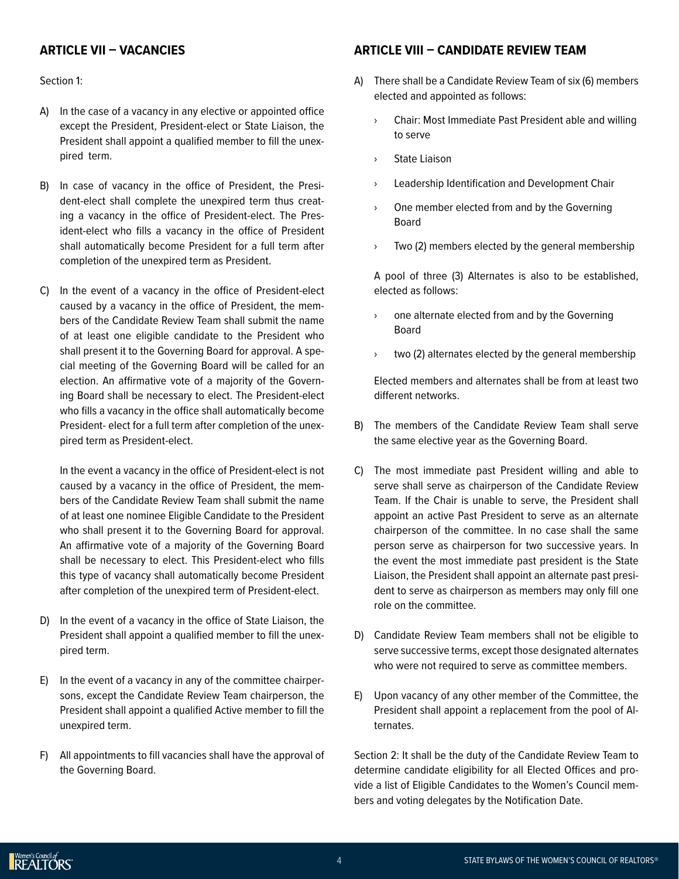## ARTICLE VII – VACANCIES

Section 1:

A) In the case of a vacancy in any elective or appointed office except the President, President-elect or State Liaison, the President shall appoint a qualified member to fill the unexpired term.

B) In case of vacancy in the office of President, the President-elect shall complete the unexpired term thus creating a vacancy in the office of President-elect. The President-elect who fills a vacancy in the office of President shall automatically become President for a full term after completion of the unexpired term as President.

C) In the event of a vacancy in the office of President-elect caused by a vacancy in the office of President, the members of the Candidate Review Team shall submit the name of at least one eligible candidate to the President who shall present it to the Governing Board for approval. A special meeting of the Governing Board will be called for an election. An affirmative vote of a majority of the Governing Board shall be necessary to elect. The President-elect who fills a vacancy in the office shall automatically become President- elect for a full term after completion of the unexpired term as President-elect.

   In the event a vacancy in the office of President-elect is not caused by a vacancy in the office of President, the members of the Candidate Review Team shall submit the name of at least one nominee Eligible Candidate to the President who shall present it to the Governing Board for approval. An affirmative vote of a majority of the Governing Board shall be necessary to elect. This President-elect who fills this type of vacancy shall automatically become President after completion of the unexpired term of President-elect.

D) In the event of a vacancy in the office of State Liaison, the President shall appoint a qualified member to fill the unexpired term.

E) In the event of a vacancy in any of the committee chairpersons, except the Candidate Review Team chairperson, the President shall appoint a qualified Active member to fill the unexpired term.

F) All appointments to fill vacancies shall have the approval of the Governing Board.

## ARTICLE VIII – CANDIDATE REVIEW TEAM

A) There shall be a Candidate Review Team of six (6) members elected and appointed as follows:

   - Chair: Most Immediate Past President able and willing to serve
   - State Liaison
   - Leadership Identification and Development Chair
   - One member elected from and by the Governing Board
   - Two (2) members elected by the general membership

   A pool of three (3) Alternates is also to be established, elected as follows:

   - one alternate elected from and by the Governing Board
   - two (2) alternates elected by the general membership

   Elected members and alternates shall be from at least two different networks.

B) The members of the Candidate Review Team shall serve the same elective year as the Governing Board.

C) The most immediate past President willing and able to serve shall serve as chairperson of the Candidate Review Team. If the Chair is unable to serve, the President shall appoint an active Past President to serve as an alternate chairperson of the committee. In no case shall the same person serve as chairperson for two successive years. In the event the most immediate past president is the State Liaison, the President shall appoint an alternate past president to serve as chairperson as members may only fill one role on the committee.

D) Candidate Review Team members shall not be eligible to serve successive terms, except those designated alternates who were not required to serve as committee members.

E) Upon vacancy of any other member of the Committee, the President shall appoint a replacement from the pool of Alternates.

Section 2: It shall be the duty of the Candidate Review Team to determine candidate eligibility for all Elected Offices and provide a list of Eligible Candidates to the Women's Council members and voting delegates by the Notification Date.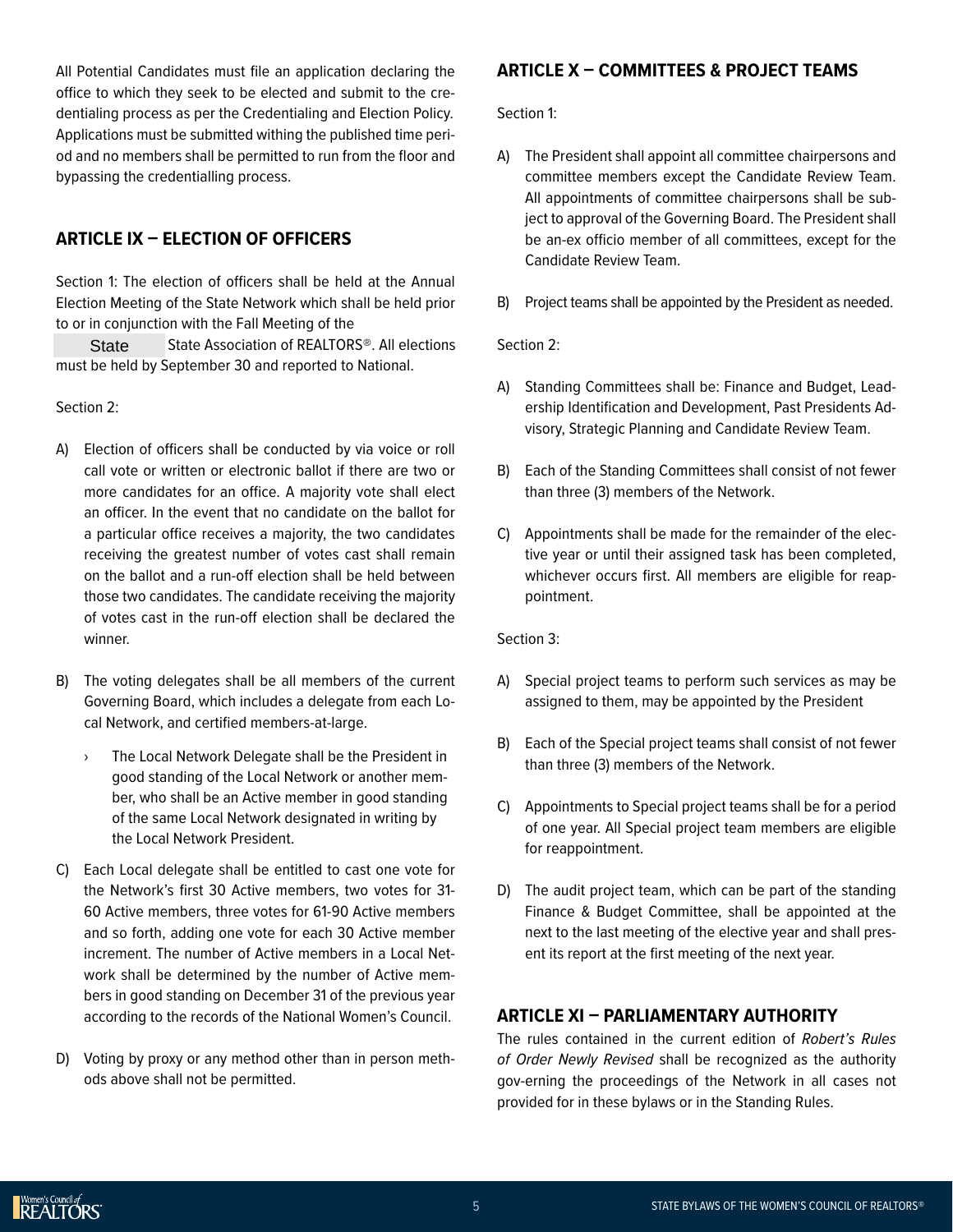All Potential Candidates must file an application declaring the office to which they seek to be elected and submit to the credentialing process as per the Credentialing and Election Policy. Applications must be submitted withing the published time period and no members shall be permitted to run from the floor and bypassing the credentialling process.

## ARTICLE IX – ELECTION OF OFFICERS

Section 1: The election of officers shall be held at the Annual Election Meeting of the State Network which shall be held prior to or in conjunction with the Fall Meeting of the State State Association of REALTORS®. All elections must be held by September 30 and reported to National.

Section 2:

A) Election of officers shall be conducted by via voice or roll call vote or written or electronic ballot if there are two or more candidates for an office. A majority vote shall elect an officer. In the event that no candidate on the ballot for a particular office receives a majority, the two candidates receiving the greatest number of votes cast shall remain on the ballot and a run-off election shall be held between those two candidates. The candidate receiving the majority of votes cast in the run-off election shall be declared the winner.

B) The voting delegates shall be all members of the current Governing Board, which includes a delegate from each Local Network, and certified members-at-large.

   › The Local Network Delegate shall be the President in good standing of the Local Network or another member, who shall be an Active member in good standing of the same Local Network designated in writing by the Local Network President.

C) Each Local delegate shall be entitled to cast one vote for the Network's first 30 Active members, two votes for 31-60 Active members, three votes for 61-90 Active members and so forth, adding one vote for each 30 Active member increment. The number of Active members in a Local Network shall be determined by the number of Active members in good standing on December 31 of the previous year according to the records of the National Women's Council.

D) Voting by proxy or any method other than in person methods above shall not be permitted.

## ARTICLE X – COMMITTEES & PROJECT TEAMS

Section 1:

A) The President shall appoint all committee chairpersons and committee members except the Candidate Review Team. All appointments of committee chairpersons shall be subject to approval of the Governing Board. The President shall be an-ex officio member of all committees, except for the Candidate Review Team.

B) Project teams shall be appointed by the President as needed.

Section 2:

A) Standing Committees shall be: Finance and Budget, Leadership Identification and Development, Past Presidents Advisory, Strategic Planning and Candidate Review Team.

B) Each of the Standing Committees shall consist of not fewer than three (3) members of the Network.

C) Appointments shall be made for the remainder of the elective year or until their assigned task has been completed, whichever occurs first. All members are eligible for reappointment.

Section 3:

A) Special project teams to perform such services as may be assigned to them, may be appointed by the President

B) Each of the Special project teams shall consist of not fewer than three (3) members of the Network.

C) Appointments to Special project teams shall be for a period of one year. All Special project team members are eligible for reappointment.

D) The audit project team, which can be part of the standing Finance & Budget Committee, shall be appointed at the next to the last meeting of the elective year and shall present its report at the first meeting of the next year.

## ARTICLE XI – PARLIAMENTARY AUTHORITY

The rules contained in the current edition of *Robert's Rules of Order Newly Revised* shall be recognized as the authority gov-erning the proceedings of the Network in all cases not provided for in these bylaws or in the Standing Rules.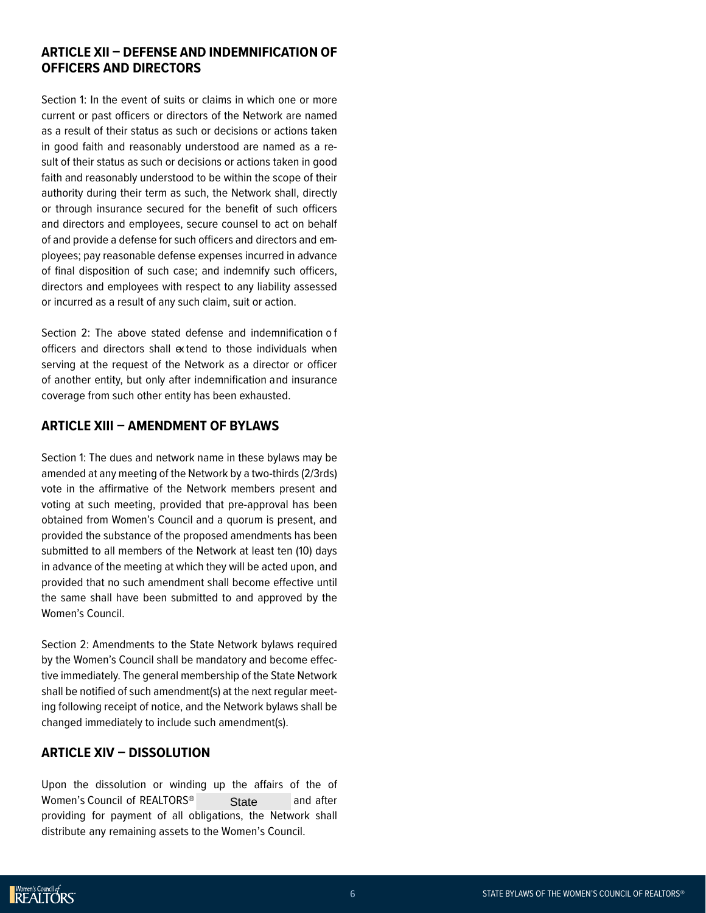## ARTICLE XII – DEFENSE AND INDEMNIFICATION OF OFFICERS AND DIRECTORS

Section 1: In the event of suits or claims in which one or more current or past officers or directors of the Network are named as a result of their status as such or decisions or actions taken in good faith and reasonably understood are named as a result of their status as such or decisions or actions taken in good faith and reasonably understood to be within the scope of their authority during their term as such, the Network shall, directly or through insurance secured for the benefit of such officers and directors and employees, secure counsel to act on behalf of and provide a defense for such officers and directors and employees; pay reasonable defense expenses incurred in advance of final disposition of such case; and indemnify such officers, directors and employees with respect to any liability assessed or incurred as a result of any such claim, suit or action.

Section 2: The above stated defense and indemnification of officers and directors shall extend to those individuals when serving at the request of the Network as a director or officer of another entity, but only after indemnification and insurance coverage from such other entity has been exhausted.

## ARTICLE XIII – AMENDMENT OF BYLAWS

Section 1: The dues and network name in these bylaws may be amended at any meeting of the Network by a two-thirds (2/3rds) vote in the affirmative of the Network members present and voting at such meeting, provided that pre-approval has been obtained from Women's Council and a quorum is present, and provided the substance of the proposed amendments has been submitted to all members of the Network at least ten (10) days in advance of the meeting at which they will be acted upon, and provided that no such amendment shall become effective until the same shall have been submitted to and approved by the Women's Council.

Section 2: Amendments to the State Network bylaws required by the Women's Council shall be mandatory and become effective immediately. The general membership of the State Network shall be notified of such amendment(s) at the next regular meeting following receipt of notice, and the Network bylaws shall be changed immediately to include such amendment(s).

## ARTICLE XIV – DISSOLUTION

Upon the dissolution or winding up the affairs of the of Women's Council of REALTORS® State and after providing for payment of all obligations, the Network shall distribute any remaining assets to the Women's Council.